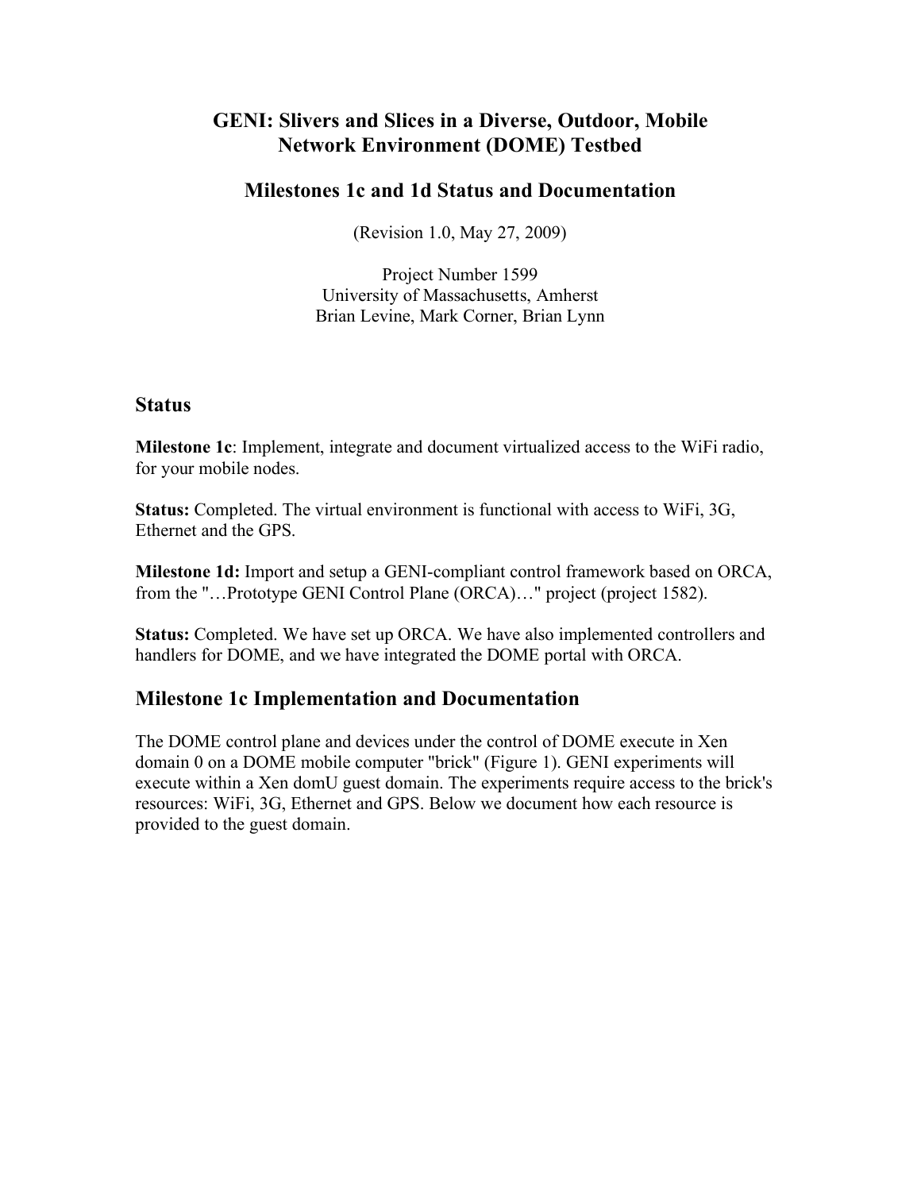# GENI: Slivers and Slices in a Diverse, Outdoor, Mobile Network Environment (DOME) Testbed

## Milestones 1c and 1d Status and Documentation

(Revision 1.0, May 27, 2009)

Project Number 1599
University of Massachusetts, Amherst
Brian Levine, Mark Corner, Brian Lynn

## Status

**Milestone 1c**: Implement, integrate and document virtualized access to the WiFi radio, for your mobile nodes.

**Status:** Completed. The virtual environment is functional with access to WiFi, 3G, Ethernet and the GPS.

**Milestone 1d:** Import and setup a GENI-compliant control framework based on ORCA, from the "…Prototype GENI Control Plane (ORCA)…" project (project 1582).

**Status:** Completed. We have set up ORCA. We have also implemented controllers and handlers for DOME, and we have integrated the DOME portal with ORCA.

## Milestone 1c Implementation and Documentation

The DOME control plane and devices under the control of DOME execute in Xen domain 0 on a DOME mobile computer "brick" (Figure 1). GENI experiments will execute within a Xen domU guest domain. The experiments require access to the brick's resources: WiFi, 3G, Ethernet and GPS. Below we document how each resource is provided to the guest domain.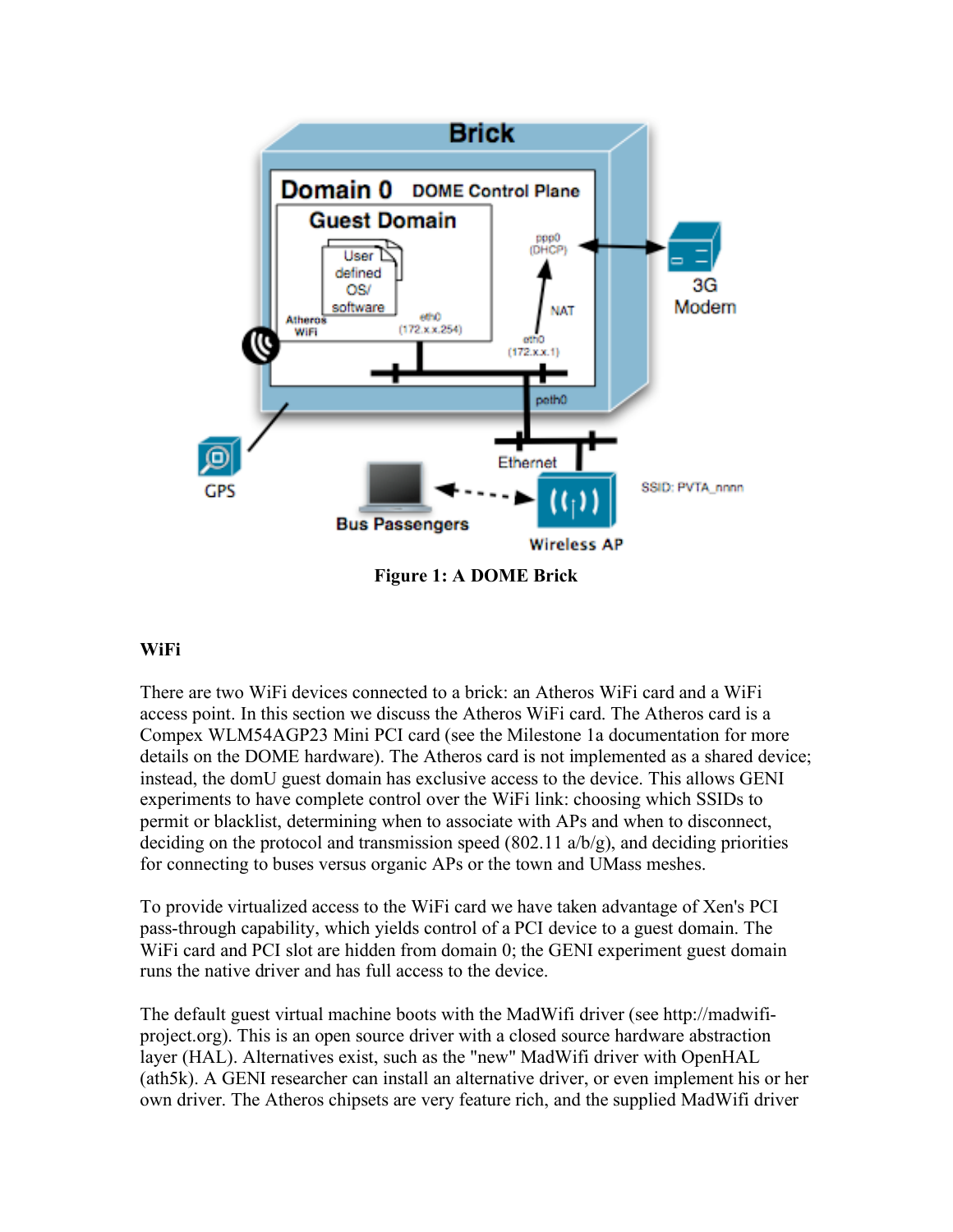**Figure 1: A DOME Brick**

**WiFi**

There are two WiFi devices connected to a brick: an Atheros WiFi card and a WiFi access point. In this section we discuss the Atheros WiFi card. The Atheros card is a Compex WLM54AGP23 Mini PCI card (see the Milestone 1a documentation for more details on the DOME hardware). The Atheros card is not implemented as a shared device; instead, the domU guest domain has exclusive access to the device. This allows GENI experiments to have complete control over the WiFi link: choosing which SSIDs to permit or blacklist, determining when to associate with APs and when to disconnect, deciding on the protocol and transmission speed (802.11 a/b/g), and deciding priorities for connecting to buses versus organic APs or the town and UMass meshes.

To provide virtualized access to the WiFi card we have taken advantage of Xen's PCI pass-through capability, which yields control of a PCI device to a guest domain. The WiFi card and PCI slot are hidden from domain 0; the GENI experiment guest domain runs the native driver and has full access to the device.

The default guest virtual machine boots with the MadWifi driver (see http://madwifi-project.org). This is an open source driver with a closed source hardware abstraction layer (HAL). Alternatives exist, such as the "new" MadWifi driver with OpenHAL (ath5k). A GENI researcher can install an alternative driver, or even implement his or her own driver. The Atheros chipsets are very feature rich, and the supplied MadWifi driver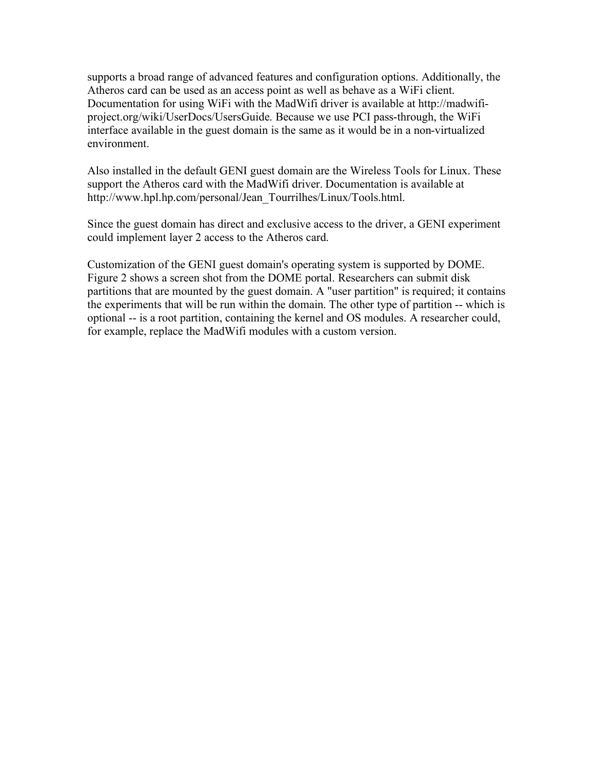supports a broad range of advanced features and configuration options. Additionally, the Atheros card can be used as an access point as well as behave as a WiFi client. Documentation for using WiFi with the MadWifi driver is available at http://madwifi-project.org/wiki/UserDocs/UsersGuide. Because we use PCI pass-through, the WiFi interface available in the guest domain is the same as it would be in a non-virtualized environment.

Also installed in the default GENI guest domain are the Wireless Tools for Linux. These support the Atheros card with the MadWifi driver. Documentation is available at http://www.hpl.hp.com/personal/Jean_Tourrilhes/Linux/Tools.html.

Since the guest domain has direct and exclusive access to the driver, a GENI experiment could implement layer 2 access to the Atheros card.

Customization of the GENI guest domain's operating system is supported by DOME. Figure 2 shows a screen shot from the DOME portal. Researchers can submit disk partitions that are mounted by the guest domain. A "user partition" is required; it contains the experiments that will be run within the domain. The other type of partition -- which is optional -- is a root partition, containing the kernel and OS modules. A researcher could, for example, replace the MadWifi modules with a custom version.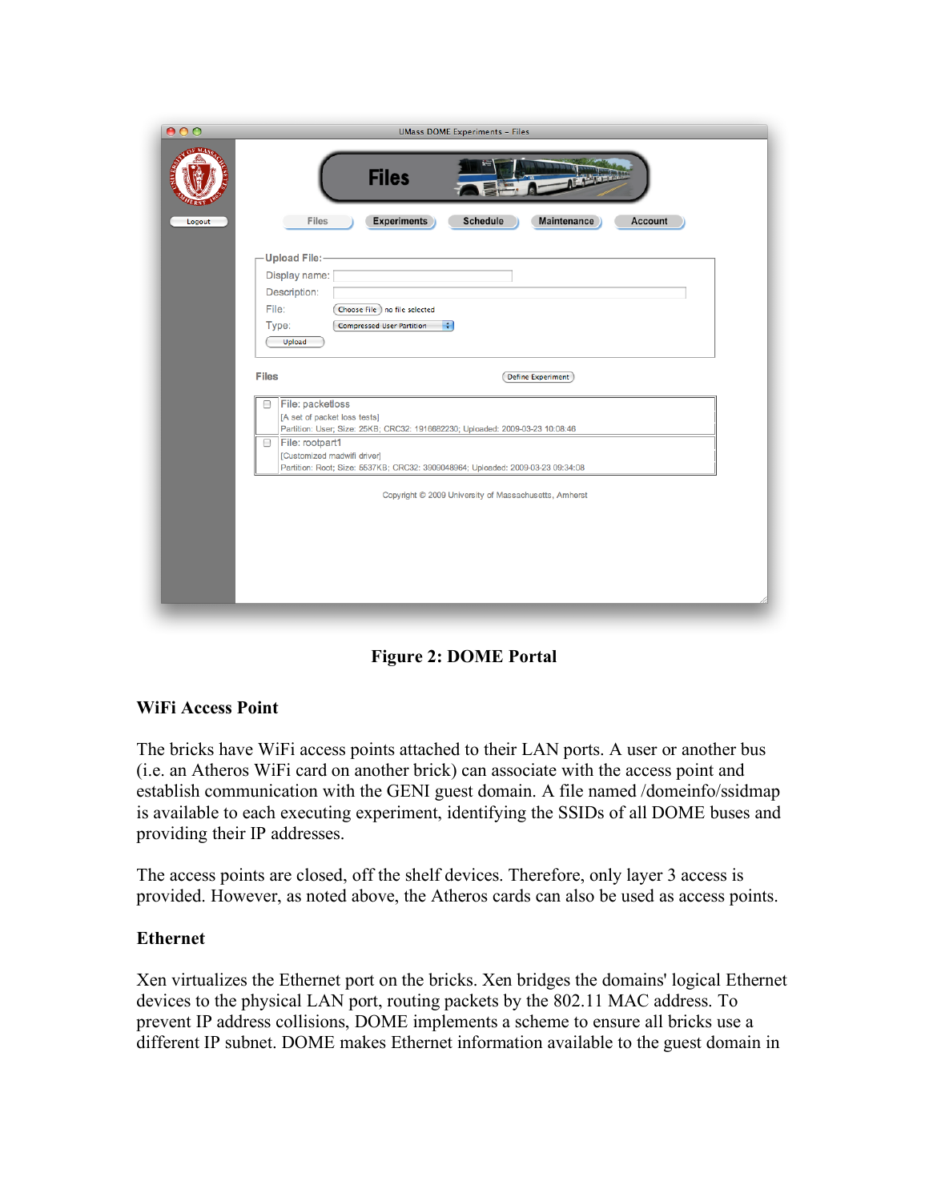Figure 2: DOME Portal

### WiFi Access Point

The bricks have WiFi access points attached to their LAN ports. A user or another bus (i.e. an Atheros WiFi card on another brick) can associate with the access point and establish communication with the GENI guest domain. A file named /domeinfo/ssidmap is available to each executing experiment, identifying the SSIDs of all DOME buses and providing their IP addresses.

The access points are closed, off the shelf devices. Therefore, only layer 3 access is provided. However, as noted above, the Atheros cards can also be used as access points.

### Ethernet

Xen virtualizes the Ethernet port on the bricks. Xen bridges the domains' logical Ethernet devices to the physical LAN port, routing packets by the 802.11 MAC address. To prevent IP address collisions, DOME implements a scheme to ensure all bricks use a different IP subnet. DOME makes Ethernet information available to the guest domain in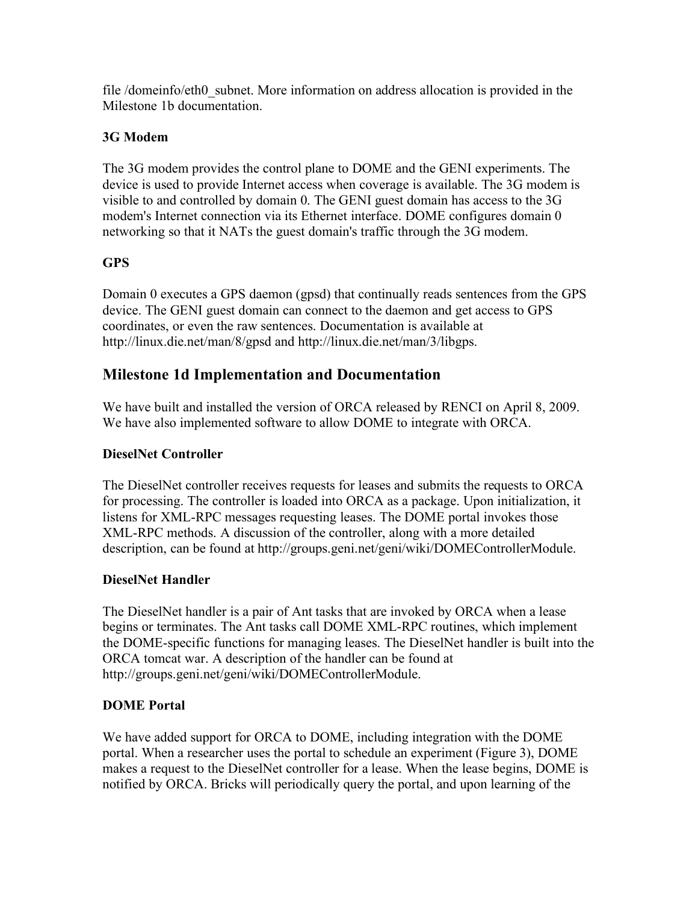file /domeinfo/eth0_subnet. More information on address allocation is provided in the Milestone 1b documentation.

### 3G Modem

The 3G modem provides the control plane to DOME and the GENI experiments. The device is used to provide Internet access when coverage is available. The 3G modem is visible to and controlled by domain 0. The GENI guest domain has access to the 3G modem's Internet connection via its Ethernet interface. DOME configures domain 0 networking so that it NATs the guest domain's traffic through the 3G modem.

### GPS

Domain 0 executes a GPS daemon (gpsd) that continually reads sentences from the GPS device. The GENI guest domain can connect to the daemon and get access to GPS coordinates, or even the raw sentences. Documentation is available at http://linux.die.net/man/8/gpsd and http://linux.die.net/man/3/libgps.

## Milestone 1d Implementation and Documentation

We have built and installed the version of ORCA released by RENCI on April 8, 2009. We have also implemented software to allow DOME to integrate with ORCA.

### DieselNet Controller

The DieselNet controller receives requests for leases and submits the requests to ORCA for processing. The controller is loaded into ORCA as a package. Upon initialization, it listens for XML-RPC messages requesting leases. The DOME portal invokes those XML-RPC methods. A discussion of the controller, along with a more detailed description, can be found at http://groups.geni.net/geni/wiki/DOMEControllerModule.

### DieselNet Handler

The DieselNet handler is a pair of Ant tasks that are invoked by ORCA when a lease begins or terminates. The Ant tasks call DOME XML-RPC routines, which implement the DOME-specific functions for managing leases. The DieselNet handler is built into the ORCA tomcat war. A description of the handler can be found at http://groups.geni.net/geni/wiki/DOMEControllerModule.

### DOME Portal

We have added support for ORCA to DOME, including integration with the DOME portal. When a researcher uses the portal to schedule an experiment (Figure 3), DOME makes a request to the DieselNet controller for a lease. When the lease begins, DOME is notified by ORCA. Bricks will periodically query the portal, and upon learning of the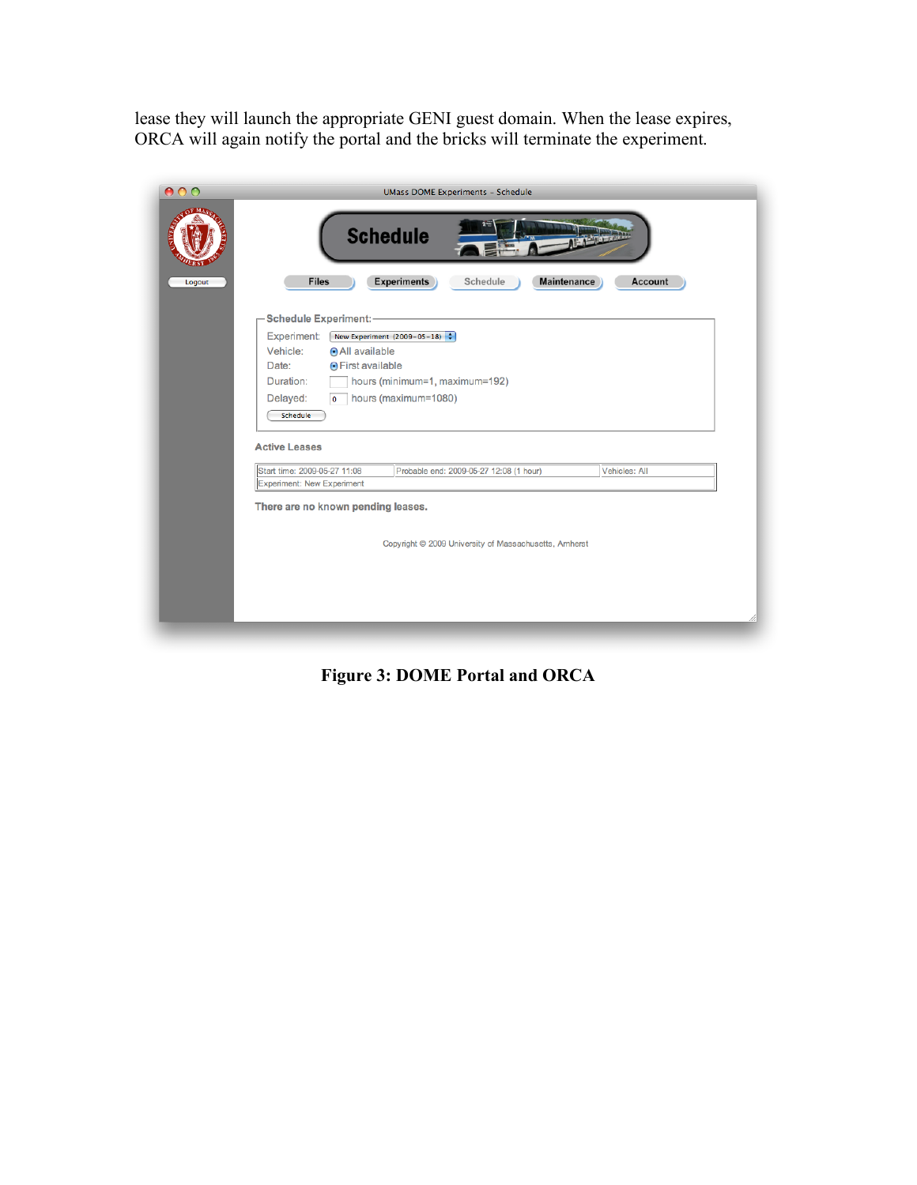lease they will launch the appropriate GENI guest domain. When the lease expires, ORCA will again notify the portal and the bricks will terminate the experiment.

**Figure 3: DOME Portal and ORCA**